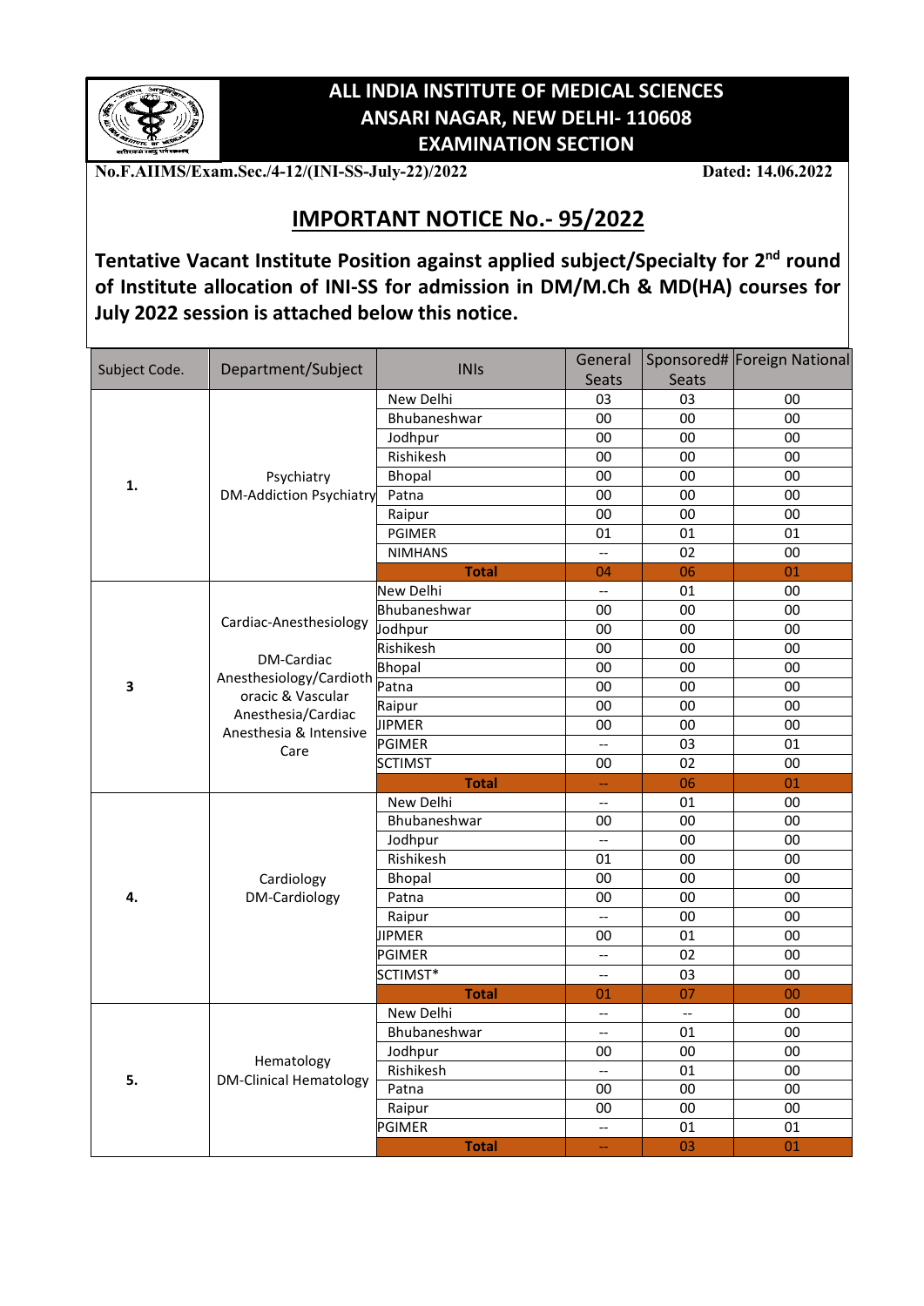# ALL INDIA INSTITUTE OF MEDICAL SCIENCES
## ANSARI NAGAR, NEW DELHI- 110608
## EXAMINATION SECTION

**No.F.AIIMS/Exam.Sec./4-12/(INI-SS-July-22)/2022** **Dated: 14.06.2022**

## IMPORTANT NOTICE No.- 95/2022

**Tentative Vacant Institute Position against applied subject/Specialty for 2nd round of Institute allocation of INI-SS for admission in DM/M.Ch & MD(HA) courses for July 2022 session is attached below this notice.**

| Subject Code. | Department/Subject | INIs | General Seats | Sponsored# Seats | Foreign National |
|---|---|---|---|---|---|
| 1. | Psychiatry DM-Addiction Psychiatry | New Delhi | 03 | 03 | 00 |
| | | Bhubaneshwar | 00 | 00 | 00 |
| | | Jodhpur | 00 | 00 | 00 |
| | | Rishikesh | 00 | 00 | 00 |
| | | Bhopal | 00 | 00 | 00 |
| | | Patna | 00 | 00 | 00 |
| | | Raipur | 00 | 00 | 00 |
| | | PGIMER | 01 | 01 | 01 |
| | | NIMHANS | -- | 02 | 00 |
| | | **Total** | 04 | 06 | 01 |
| 3 | Cardiac-Anesthesiology DM-Cardiac Anesthesiology/Cardiothoracic & Vascular Anesthesia/Cardiac Anesthesia & Intensive Care | New Delhi | -- | 01 | 00 |
| | | Bhubaneshwar | 00 | 00 | 00 |
| | | Jodhpur | 00 | 00 | 00 |
| | | Rishikesh | 00 | 00 | 00 |
| | | Bhopal | 00 | 00 | 00 |
| | | Patna | 00 | 00 | 00 |
| | | Raipur | 00 | 00 | 00 |
| | | JIPMER | 00 | 00 | 00 |
| | | PGIMER | -- | 03 | 01 |
| | | SCTIMST | 00 | 02 | 00 |
| | | **Total** | -- | 06 | 01 |
| 4. | Cardiology DM-Cardiology | New Delhi | -- | 01 | 00 |
| | | Bhubaneshwar | 00 | 00 | 00 |
| | | Jodhpur | -- | 00 | 00 |
| | | Rishikesh | 01 | 00 | 00 |
| | | Bhopal | 00 | 00 | 00 |
| | | Patna | 00 | 00 | 00 |
| | | Raipur | -- | 00 | 00 |
| | | JIPMER | 00 | 01 | 00 |
| | | PGIMER | -- | 02 | 00 |
| | | SCTIMST* | -- | 03 | 00 |
| | | **Total** | 01 | 07 | 00 |
| 5. | Hematology DM-Clinical Hematology | New Delhi | -- | -- | 00 |
| | | Bhubaneshwar | -- | 01 | 00 |
| | | Jodhpur | 00 | 00 | 00 |
| | | Rishikesh | -- | 01 | 00 |
| | | Patna | 00 | 00 | 00 |
| | | Raipur | 00 | 00 | 00 |
| | | PGIMER | -- | 01 | 01 |
| | | **Total** | -- | 03 | 01 |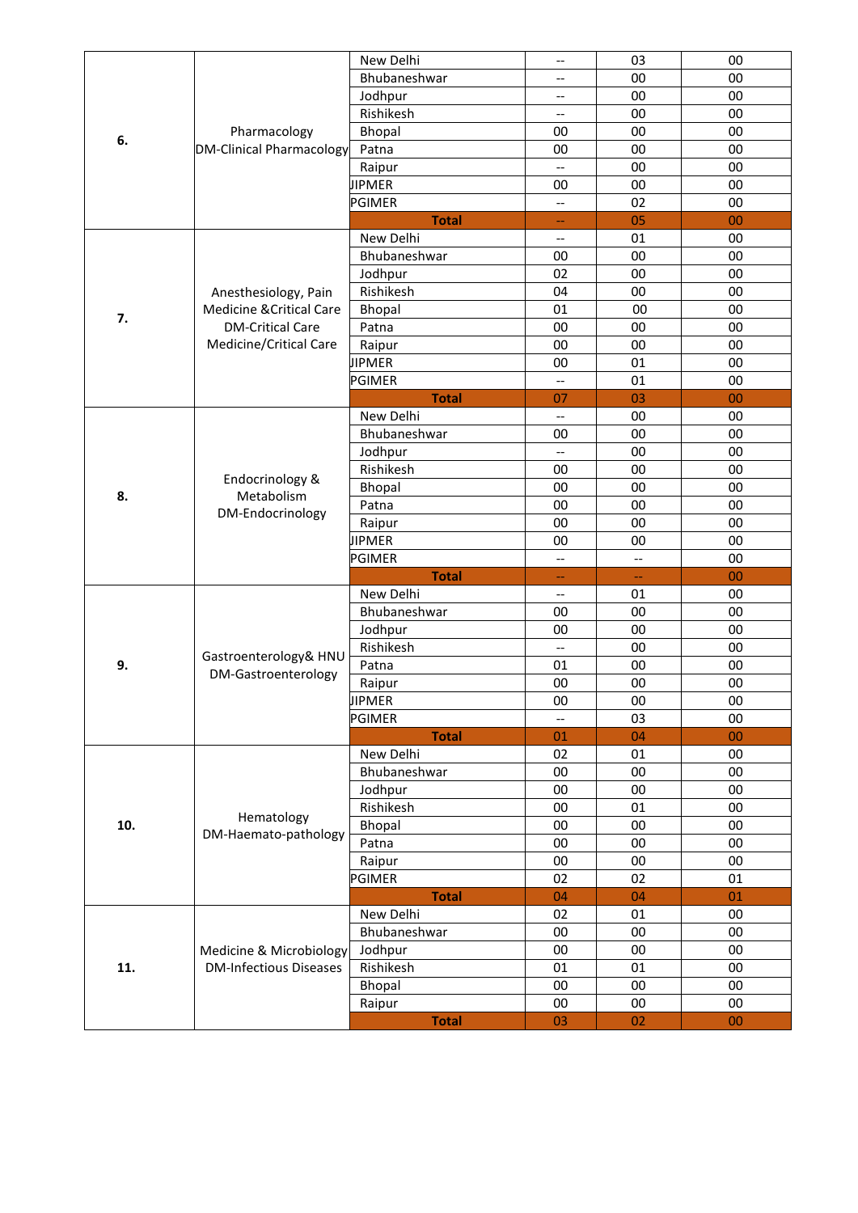| | | | | | |
|---|---|---|---|---|---|
| 6. | Pharmacology DM-Clinical Pharmacology | New Delhi | -- | 03 | 00 |
| | | Bhubaneshwar | -- | 00 | 00 |
| | | Jodhpur | -- | 00 | 00 |
| | | Rishikesh | -- | 00 | 00 |
| | | Bhopal | 00 | 00 | 00 |
| | | Patna | 00 | 00 | 00 |
| | | Raipur | -- | 00 | 00 |
| | | JIPMER | 00 | 00 | 00 |
| | | PGIMER | -- | 02 | 00 |
| | | **Total** | -- | 05 | 00 |
| 7. | Anesthesiology, Pain Medicine &Critical Care DM-Critical Care Medicine/Critical Care | New Delhi | -- | 01 | 00 |
| | | Bhubaneshwar | 00 | 00 | 00 |
| | | Jodhpur | 02 | 00 | 00 |
| | | Rishikesh | 04 | 00 | 00 |
| | | Bhopal | 01 | 00 | 00 |
| | | Patna | 00 | 00 | 00 |
| | | Raipur | 00 | 00 | 00 |
| | | JIPMER | 00 | 01 | 00 |
| | | PGIMER | -- | 01 | 00 |
| | | **Total** | 07 | 03 | 00 |
| 8. | Endocrinology & Metabolism DM-Endocrinology | New Delhi | -- | 00 | 00 |
| | | Bhubaneshwar | 00 | 00 | 00 |
| | | Jodhpur | -- | 00 | 00 |
| | | Rishikesh | 00 | 00 | 00 |
| | | Bhopal | 00 | 00 | 00 |
| | | Patna | 00 | 00 | 00 |
| | | Raipur | 00 | 00 | 00 |
| | | JIPMER | 00 | 00 | 00 |
| | | PGIMER | -- | -- | 00 |
| | | **Total** | -- | -- | 00 |
| 9. | Gastroenterology& HNU DM-Gastroenterology | New Delhi | -- | 01 | 00 |
| | | Bhubaneshwar | 00 | 00 | 00 |
| | | Jodhpur | 00 | 00 | 00 |
| | | Rishikesh | -- | 00 | 00 |
| | | Patna | 01 | 00 | 00 |
| | | Raipur | 00 | 00 | 00 |
| | | JIPMER | 00 | 00 | 00 |
| | | PGIMER | -- | 03 | 00 |
| | | **Total** | 01 | 04 | 00 |
| 10. | Hematology DM-Haemato-pathology | New Delhi | 02 | 01 | 00 |
| | | Bhubaneshwar | 00 | 00 | 00 |
| | | Jodhpur | 00 | 00 | 00 |
| | | Rishikesh | 00 | 01 | 00 |
| | | Bhopal | 00 | 00 | 00 |
| | | Patna | 00 | 00 | 00 |
| | | Raipur | 00 | 00 | 00 |
| | | PGIMER | 02 | 02 | 01 |
| | | **Total** | 04 | 04 | 01 |
| 11. | Medicine & Microbiology DM-Infectious Diseases | New Delhi | 02 | 01 | 00 |
| | | Bhubaneshwar | 00 | 00 | 00 |
| | | Jodhpur | 00 | 00 | 00 |
| | | Rishikesh | 01 | 01 | 00 |
| | | Bhopal | 00 | 00 | 00 |
| | | Raipur | 00 | 00 | 00 |
| | | **Total** | 03 | 02 | 00 |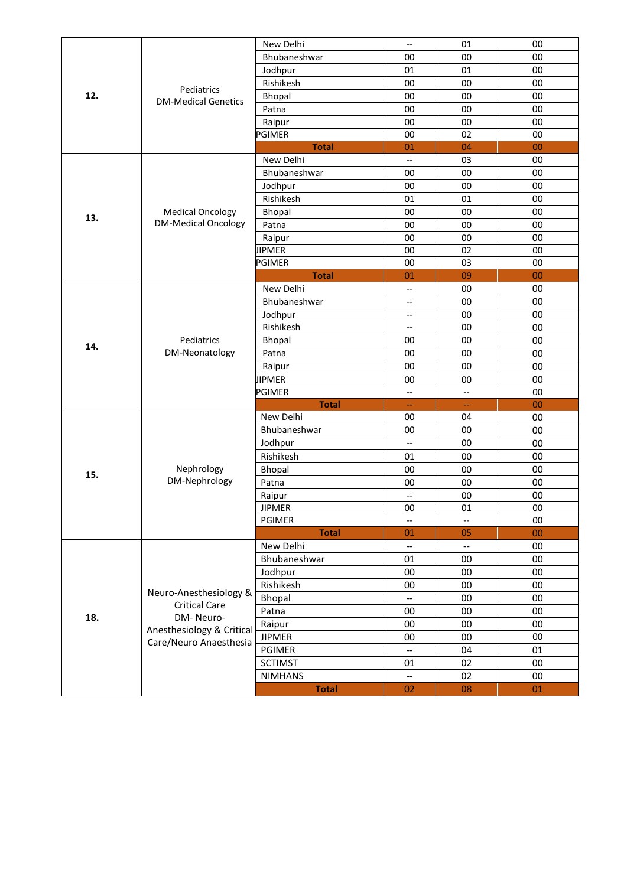| | | | | | |
|---|---|---|---|---|---|
| 12. | Pediatrics DM-Medical Genetics | New Delhi | -- | 01 | 00 |
| | | Bhubaneshwar | 00 | 00 | 00 |
| | | Jodhpur | 01 | 01 | 00 |
| | | Rishikesh | 00 | 00 | 00 |
| | | Bhopal | 00 | 00 | 00 |
| | | Patna | 00 | 00 | 00 |
| | | Raipur | 00 | 00 | 00 |
| | | PGIMER | 00 | 02 | 00 |
| | | **Total** | 01 | 04 | 00 |
| 13. | Medical Oncology DM-Medical Oncology | New Delhi | -- | 03 | 00 |
| | | Bhubaneshwar | 00 | 00 | 00 |
| | | Jodhpur | 00 | 00 | 00 |
| | | Rishikesh | 01 | 01 | 00 |
| | | Bhopal | 00 | 00 | 00 |
| | | Patna | 00 | 00 | 00 |
| | | Raipur | 00 | 00 | 00 |
| | | JIPMER | 00 | 02 | 00 |
| | | PGIMER | 00 | 03 | 00 |
| | | **Total** | 01 | 09 | 00 |
| 14. | Pediatrics DM-Neonatology | New Delhi | -- | 00 | 00 |
| | | Bhubaneshwar | -- | 00 | 00 |
| | | Jodhpur | -- | 00 | 00 |
| | | Rishikesh | -- | 00 | 00 |
| | | Bhopal | 00 | 00 | 00 |
| | | Patna | 00 | 00 | 00 |
| | | Raipur | 00 | 00 | 00 |
| | | JIPMER | 00 | 00 | 00 |
| | | PGIMER | -- | -- | 00 |
| | | **Total** | -- | -- | 00 |
| 15. | Nephrology DM-Nephrology | New Delhi | 00 | 04 | 00 |
| | | Bhubaneshwar | 00 | 00 | 00 |
| | | Jodhpur | -- | 00 | 00 |
| | | Rishikesh | 01 | 00 | 00 |
| | | Bhopal | 00 | 00 | 00 |
| | | Patna | 00 | 00 | 00 |
| | | Raipur | -- | 00 | 00 |
| | | JIPMER | 00 | 01 | 00 |
| | | PGIMER | -- | -- | 00 |
| | | **Total** | 01 | 05 | 00 |
| 18. | Neuro-Anesthesiology & Critical Care DM- Neuro-Anesthesiology & Critical Care/Neuro Anaesthesia | New Delhi | -- | -- | 00 |
| | | Bhubaneshwar | 01 | 00 | 00 |
| | | Jodhpur | 00 | 00 | 00 |
| | | Rishikesh | 00 | 00 | 00 |
| | | Bhopal | -- | 00 | 00 |
| | | Patna | 00 | 00 | 00 |
| | | Raipur | 00 | 00 | 00 |
| | | JIPMER | 00 | 00 | 00 |
| | | PGIMER | -- | 04 | 01 |
| | | SCTIMST | 01 | 02 | 00 |
| | | NIMHANS | -- | 02 | 00 |
| | | **Total** | 02 | 08 | 01 |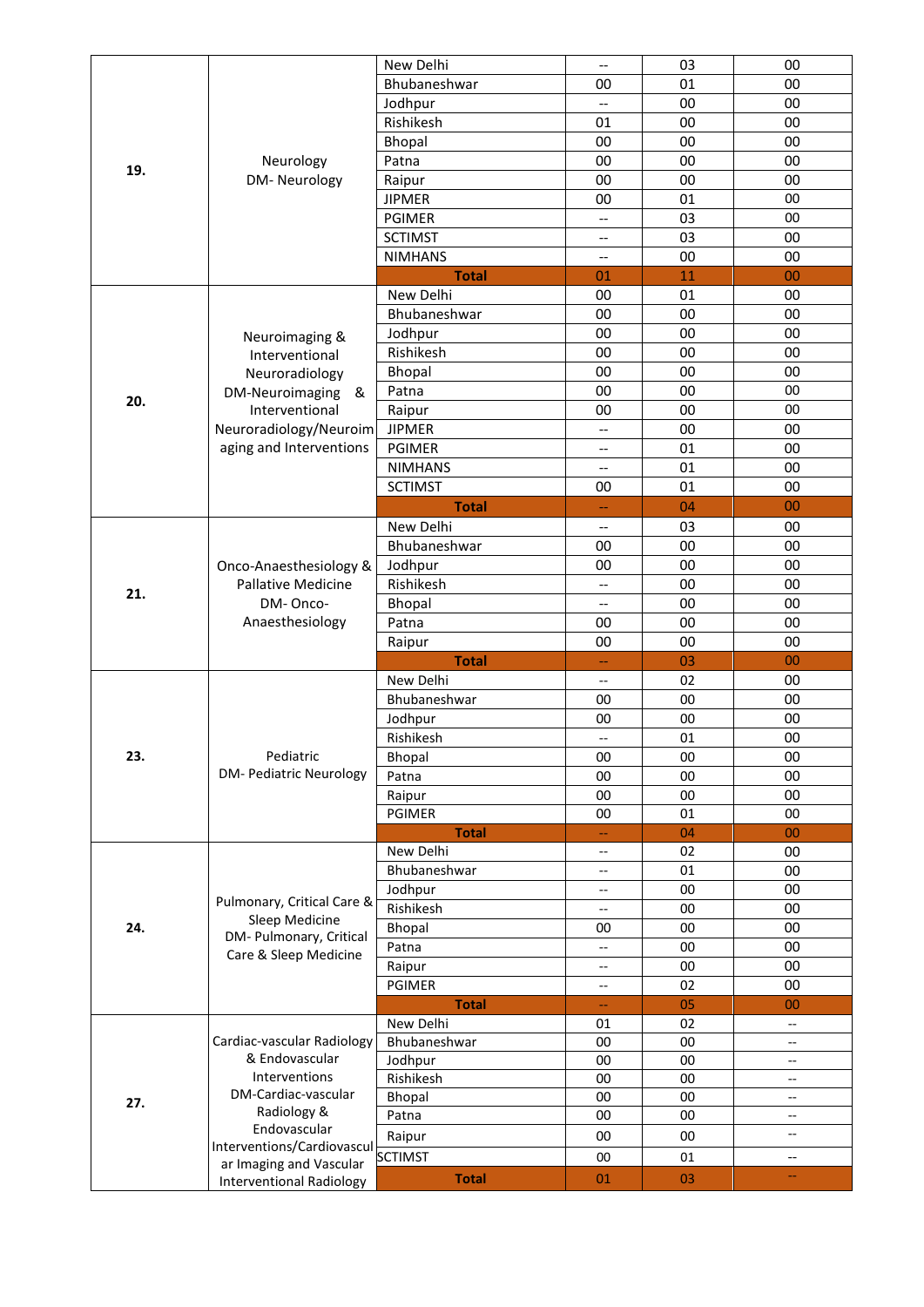| | | | | | |
|---|---|---|---|---|---|
| 19. | Neurology DM- Neurology | New Delhi | -- | 03 | 00 |
| | | Bhubaneshwar | 00 | 01 | 00 |
| | | Jodhpur | -- | 00 | 00 |
| | | Rishikesh | 01 | 00 | 00 |
| | | Bhopal | 00 | 00 | 00 |
| | | Patna | 00 | 00 | 00 |
| | | Raipur | 00 | 00 | 00 |
| | | JIPMER | 00 | 01 | 00 |
| | | PGIMER | -- | 03 | 00 |
| | | SCTIMST | -- | 03 | 00 |
| | | NIMHANS | -- | 00 | 00 |
| | | **Total** | 01 | 11 | 00 |
| 20. | Neuroimaging & Interventional Neuroradiology DM-Neuroimaging & Interventional Neuroradiology/Neuroimaging and Interventions | New Delhi | 00 | 01 | 00 |
| | | Bhubaneshwar | 00 | 00 | 00 |
| | | Jodhpur | 00 | 00 | 00 |
| | | Rishikesh | 00 | 00 | 00 |
| | | Bhopal | 00 | 00 | 00 |
| | | Patna | 00 | 00 | 00 |
| | | Raipur | 00 | 00 | 00 |
| | | JIPMER | -- | 00 | 00 |
| | | PGIMER | -- | 01 | 00 |
| | | NIMHANS | -- | 01 | 00 |
| | | SCTIMST | 00 | 01 | 00 |
| | | **Total** | -- | 04 | 00 |
| 21. | Onco-Anaesthesiology & Pallative Medicine DM- Onco-Anaesthesiology | New Delhi | -- | 03 | 00 |
| | | Bhubaneshwar | 00 | 00 | 00 |
| | | Jodhpur | 00 | 00 | 00 |
| | | Rishikesh | -- | 00 | 00 |
| | | Bhopal | -- | 00 | 00 |
| | | Patna | 00 | 00 | 00 |
| | | Raipur | 00 | 00 | 00 |
| | | **Total** | -- | 03 | 00 |
| 23. | Pediatric DM- Pediatric Neurology | New Delhi | -- | 02 | 00 |
| | | Bhubaneshwar | 00 | 00 | 00 |
| | | Jodhpur | 00 | 00 | 00 |
| | | Rishikesh | -- | 01 | 00 |
| | | Bhopal | 00 | 00 | 00 |
| | | Patna | 00 | 00 | 00 |
| | | Raipur | 00 | 00 | 00 |
| | | PGIMER | 00 | 01 | 00 |
| | | **Total** | -- | 04 | 00 |
| 24. | Pulmonary, Critical Care & Sleep Medicine DM- Pulmonary, Critical Care & Sleep Medicine | New Delhi | -- | 02 | 00 |
| | | Bhubaneshwar | -- | 01 | 00 |
| | | Jodhpur | -- | 00 | 00 |
| | | Rishikesh | -- | 00 | 00 |
| | | Bhopal | 00 | 00 | 00 |
| | | Patna | -- | 00 | 00 |
| | | Raipur | -- | 00 | 00 |
| | | PGIMER | -- | 02 | 00 |
| | | **Total** | -- | 05 | 00 |
| 27. | Cardiac-vascular Radiology & Endovascular Interventions DM-Cardiac-vascular Radiology & Endovascular Interventions/Cardiovascular Imaging and Vascular Interventional Radiology | New Delhi | 01 | 02 | -- |
| | | Bhubaneshwar | 00 | 00 | -- |
| | | Jodhpur | 00 | 00 | -- |
| | | Rishikesh | 00 | 00 | -- |
| | | Bhopal | 00 | 00 | -- |
| | | Patna | 00 | 00 | -- |
| | | Raipur | 00 | 00 | -- |
| | | SCTIMST | 00 | 01 | -- |
| | | **Total** | 01 | 03 | -- |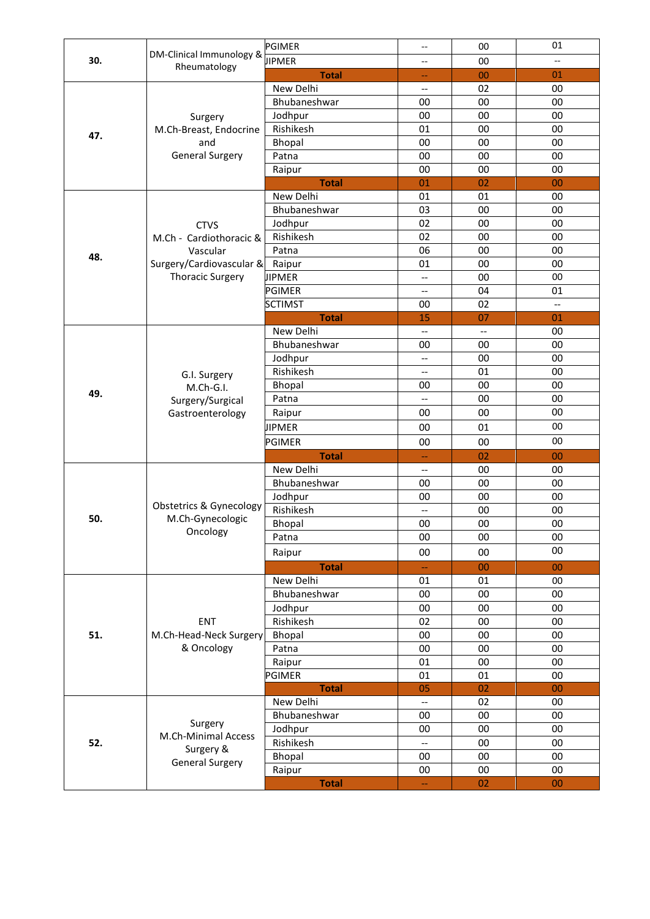| | | | | | |
|---|---|---|---|---|---|
| 30. | DM-Clinical Immunology & Rheumatology | PGIMER | -- | 00 | 01 |
| | | JIPMER | -- | 00 | -- |
| | | **Total** | -- | 00 | 01 |
| 47. | Surgery M.Ch-Breast, Endocrine and General Surgery | New Delhi | -- | 02 | 00 |
| | | Bhubaneshwar | 00 | 00 | 00 |
| | | Jodhpur | 00 | 00 | 00 |
| | | Rishikesh | 01 | 00 | 00 |
| | | Bhopal | 00 | 00 | 00 |
| | | Patna | 00 | 00 | 00 |
| | | Raipur | 00 | 00 | 00 |
| | | **Total** | 01 | 02 | 00 |
| 48. | CTVS M.Ch - Cardiothoracic & Vascular Surgery/Cardiovascular & Thoracic Surgery | New Delhi | 01 | 01 | 00 |
| | | Bhubaneshwar | 03 | 00 | 00 |
| | | Jodhpur | 02 | 00 | 00 |
| | | Rishikesh | 02 | 00 | 00 |
| | | Patna | 06 | 00 | 00 |
| | | Raipur | 01 | 00 | 00 |
| | | JIPMER | -- | 00 | 00 |
| | | PGIMER | -- | 04 | 01 |
| | | SCTIMST | 00 | 02 | -- |
| | | **Total** | 15 | 07 | 01 |
| 49. | G.I. Surgery M.Ch-G.I. Surgery/Surgical Gastroenterology | New Delhi | -- | -- | 00 |
| | | Bhubaneshwar | 00 | 00 | 00 |
| | | Jodhpur | -- | 00 | 00 |
| | | Rishikesh | -- | 01 | 00 |
| | | Bhopal | 00 | 00 | 00 |
| | | Patna | -- | 00 | 00 |
| | | Raipur | 00 | 00 | 00 |
| | | JIPMER | 00 | 01 | 00 |
| | | PGIMER | 00 | 00 | 00 |
| | | **Total** | -- | 02 | 00 |
| 50. | Obstetrics & Gynecology M.Ch-Gynecologic Oncology | New Delhi | -- | 00 | 00 |
| | | Bhubaneshwar | 00 | 00 | 00 |
| | | Jodhpur | 00 | 00 | 00 |
| | | Rishikesh | -- | 00 | 00 |
| | | Bhopal | 00 | 00 | 00 |
| | | Patna | 00 | 00 | 00 |
| | | Raipur | 00 | 00 | 00 |
| | | **Total** | -- | 00 | 00 |
| 51. | ENT M.Ch-Head-Neck Surgery & Oncology | New Delhi | 01 | 01 | 00 |
| | | Bhubaneshwar | 00 | 00 | 00 |
| | | Jodhpur | 00 | 00 | 00 |
| | | Rishikesh | 02 | 00 | 00 |
| | | Bhopal | 00 | 00 | 00 |
| | | Patna | 00 | 00 | 00 |
| | | Raipur | 01 | 00 | 00 |
| | | PGIMER | 01 | 01 | 00 |
| | | **Total** | 05 | 02 | 00 |
| 52. | Surgery M.Ch-Minimal Access Surgery & General Surgery | New Delhi | -- | 02 | 00 |
| | | Bhubaneshwar | 00 | 00 | 00 |
| | | Jodhpur | 00 | 00 | 00 |
| | | Rishikesh | -- | 00 | 00 |
| | | Bhopal | 00 | 00 | 00 |
| | | Raipur | 00 | 00 | 00 |
| | | **Total** | -- | 02 | 00 |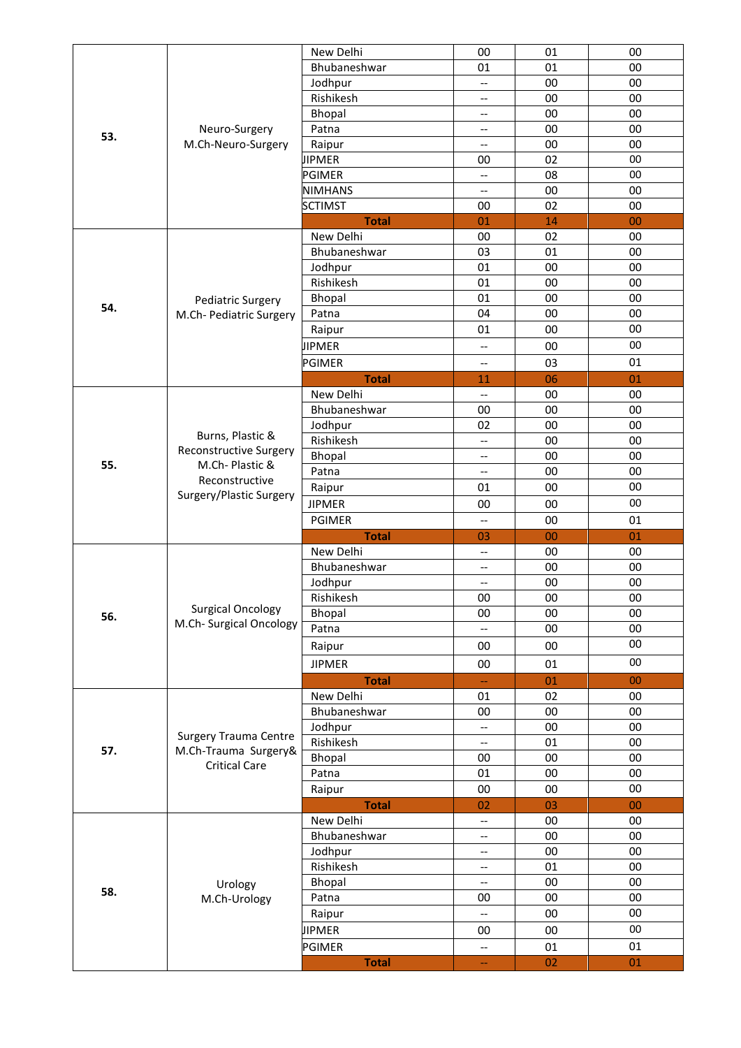| | | | | | |
|---|---|---|---|---|---|
| 53. | Neuro-Surgery M.Ch-Neuro-Surgery | New Delhi | 00 | 01 | 00 |
| | | Bhubaneshwar | 01 | 01 | 00 |
| | | Jodhpur | -- | 00 | 00 |
| | | Rishikesh | -- | 00 | 00 |
| | | Bhopal | -- | 00 | 00 |
| | | Patna | -- | 00 | 00 |
| | | Raipur | -- | 00 | 00 |
| | | JIPMER | 00 | 02 | 00 |
| | | PGIMER | -- | 08 | 00 |
| | | NIMHANS | -- | 00 | 00 |
| | | SCTIMST | 00 | 02 | 00 |
| | | **Total** | 01 | 14 | 00 |
| 54. | Pediatric Surgery M.Ch- Pediatric Surgery | New Delhi | 00 | 02 | 00 |
| | | Bhubaneshwar | 03 | 01 | 00 |
| | | Jodhpur | 01 | 00 | 00 |
| | | Rishikesh | 01 | 00 | 00 |
| | | Bhopal | 01 | 00 | 00 |
| | | Patna | 04 | 00 | 00 |
| | | Raipur | 01 | 00 | 00 |
| | | JIPMER | -- | 00 | 00 |
| | | PGIMER | -- | 03 | 01 |
| | | **Total** | 11 | 06 | 01 |
| 55. | Burns, Plastic & Reconstructive Surgery M.Ch- Plastic & Reconstructive Surgery/Plastic Surgery | New Delhi | -- | 00 | 00 |
| | | Bhubaneshwar | 00 | 00 | 00 |
| | | Jodhpur | 02 | 00 | 00 |
| | | Rishikesh | -- | 00 | 00 |
| | | Bhopal | -- | 00 | 00 |
| | | Patna | -- | 00 | 00 |
| | | Raipur | 01 | 00 | 00 |
| | | JIPMER | 00 | 00 | 00 |
| | | PGIMER | -- | 00 | 01 |
| | | **Total** | 03 | 00 | 01 |
| 56. | Surgical Oncology M.Ch- Surgical Oncology | New Delhi | -- | 00 | 00 |
| | | Bhubaneshwar | -- | 00 | 00 |
| | | Jodhpur | -- | 00 | 00 |
| | | Rishikesh | 00 | 00 | 00 |
| | | Bhopal | 00 | 00 | 00 |
| | | Patna | -- | 00 | 00 |
| | | Raipur | 00 | 00 | 00 |
| | | JIPMER | 00 | 01 | 00 |
| | | **Total** | -- | 01 | 00 |
| 57. | Surgery Trauma Centre M.Ch-Trauma Surgery& Critical Care | New Delhi | 01 | 02 | 00 |
| | | Bhubaneshwar | 00 | 00 | 00 |
| | | Jodhpur | -- | 00 | 00 |
| | | Rishikesh | -- | 01 | 00 |
| | | Bhopal | 00 | 00 | 00 |
| | | Patna | 01 | 00 | 00 |
| | | Raipur | 00 | 00 | 00 |
| | | **Total** | 02 | 03 | 00 |
| 58. | Urology M.Ch-Urology | New Delhi | -- | 00 | 00 |
| | | Bhubaneshwar | -- | 00 | 00 |
| | | Jodhpur | -- | 00 | 00 |
| | | Rishikesh | -- | 01 | 00 |
| | | Bhopal | -- | 00 | 00 |
| | | Patna | 00 | 00 | 00 |
| | | Raipur | -- | 00 | 00 |
| | | JIPMER | 00 | 00 | 00 |
| | | PGIMER | -- | 01 | 01 |
| | | **Total** | -- | 02 | 01 |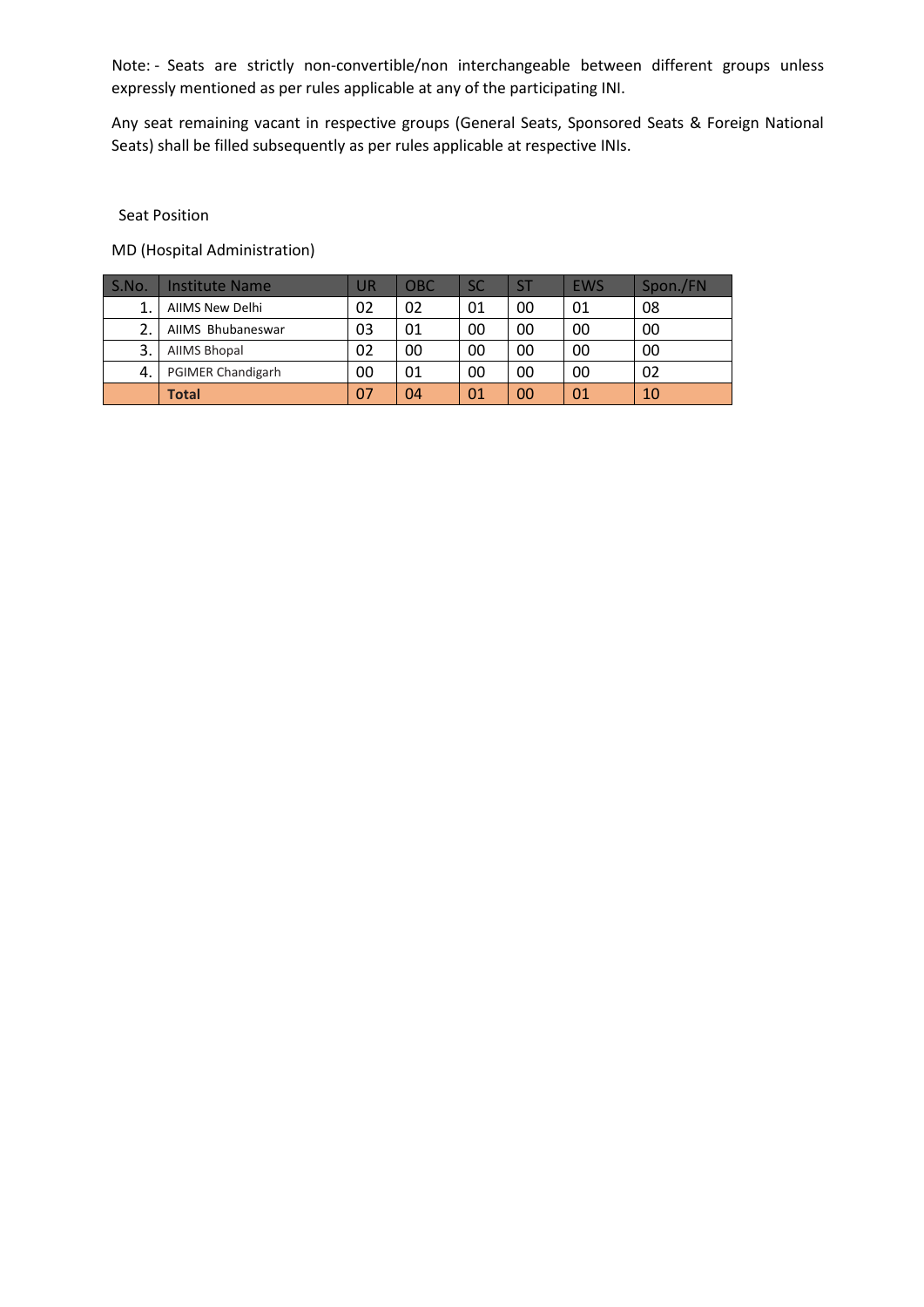Note: - Seats are strictly non-convertible/non interchangeable between different groups unless expressly mentioned as per rules applicable at any of the participating INI.

Any seat remaining vacant in respective groups (General Seats, Sponsored Seats & Foreign National Seats) shall be filled subsequently as per rules applicable at respective INIs.

Seat Position

MD (Hospital Administration)

| S.No. | Institute Name | UR | OBC | SC | ST | EWS | Spon./FN |
|---|---|---|---|---|---|---|---|
| 1. | AIIMS New Delhi | 02 | 02 | 01 | 00 | 01 | 08 |
| 2. | AIIMS Bhubaneswar | 03 | 01 | 00 | 00 | 00 | 00 |
| 3. | AIIMS Bhopal | 02 | 00 | 00 | 00 | 00 | 00 |
| 4. | PGIMER Chandigarh | 00 | 01 | 00 | 00 | 00 | 02 |
| | **Total** | 07 | 04 | 01 | 00 | 01 | 10 |